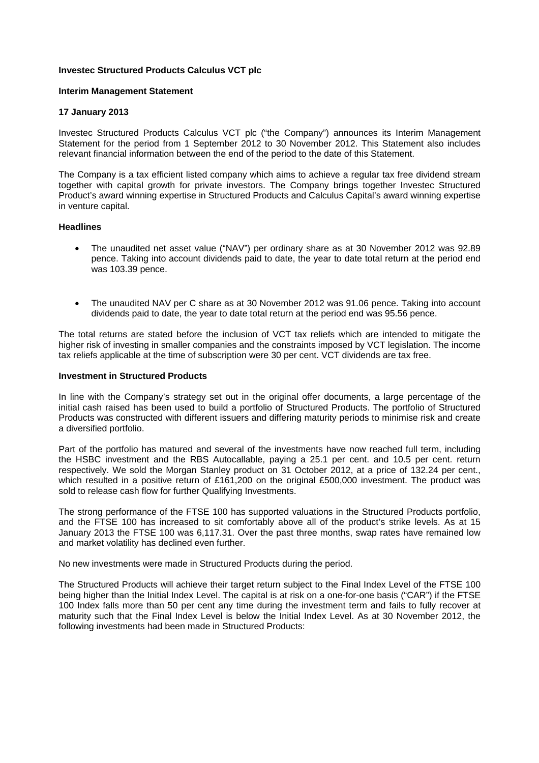**Investec Structured Products Calculus VCT plc**

**Interim Management Statement**

**17 January 2013**

Investec Structured Products Calculus VCT plc ("the Company") announces its Interim Management Statement for the period from 1 September 2012 to 30 November 2012. This Statement also includes relevant financial information between the end of the period to the date of this Statement.

The Company is a tax efficient listed company which aims to achieve a regular tax free dividend stream together with capital growth for private investors. The Company brings together Investec Structured Product's award winning expertise in Structured Products and Calculus Capital's award winning expertise in venture capital.

**Headlines**

- The unaudited net asset value ("NAV") per ordinary share as at 30 November 2012 was 92.89 pence. Taking into account dividends paid to date, the year to date total return at the period end was 103.39 pence.

- The unaudited NAV per C share as at 30 November 2012 was 91.06 pence. Taking into account dividends paid to date, the year to date total return at the period end was 95.56 pence.

The total returns are stated before the inclusion of VCT tax reliefs which are intended to mitigate the higher risk of investing in smaller companies and the constraints imposed by VCT legislation. The income tax reliefs applicable at the time of subscription were 30 per cent. VCT dividends are tax free.

**Investment in Structured Products**

In line with the Company's strategy set out in the original offer documents, a large percentage of the initial cash raised has been used to build a portfolio of Structured Products. The portfolio of Structured Products was constructed with different issuers and differing maturity periods to minimise risk and create a diversified portfolio.

Part of the portfolio has matured and several of the investments have now reached full term, including the HSBC investment and the RBS Autocallable, paying a 25.1 per cent. and 10.5 per cent. return respectively. We sold the Morgan Stanley product on 31 October 2012, at a price of 132.24 per cent., which resulted in a positive return of £161,200 on the original £500,000 investment. The product was sold to release cash flow for further Qualifying Investments.

The strong performance of the FTSE 100 has supported valuations in the Structured Products portfolio, and the FTSE 100 has increased to sit comfortably above all of the product's strike levels. As at 15 January 2013 the FTSE 100 was 6,117.31. Over the past three months, swap rates have remained low and market volatility has declined even further.

No new investments were made in Structured Products during the period.

The Structured Products will achieve their target return subject to the Final Index Level of the FTSE 100 being higher than the Initial Index Level. The capital is at risk on a one-for-one basis ("CAR") if the FTSE 100 Index falls more than 50 per cent any time during the investment term and fails to fully recover at maturity such that the Final Index Level is below the Initial Index Level. As at 30 November 2012, the following investments had been made in Structured Products: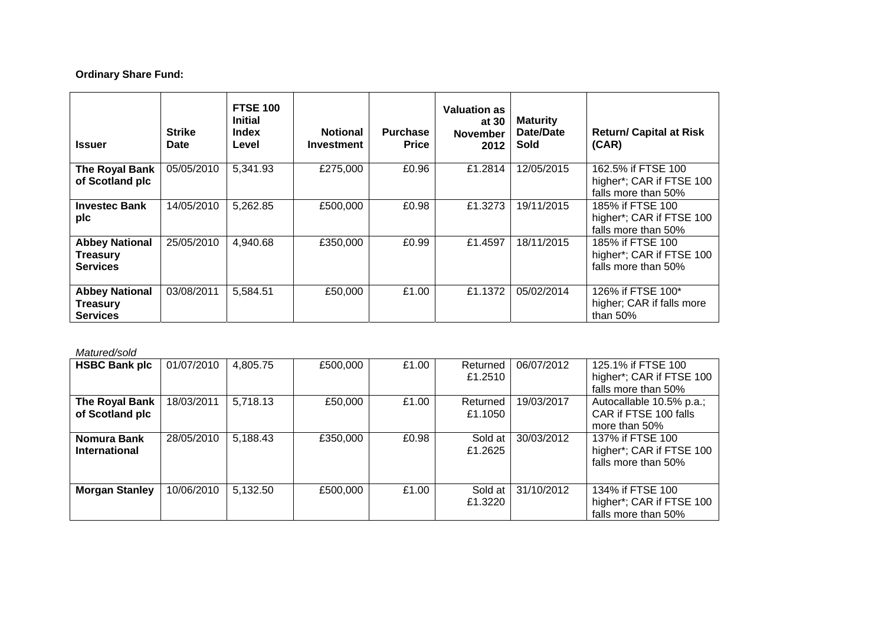**Ordinary Share Fund:**

| Issuer | Strike Date | FTSE 100 Initial Index Level | Notional Investment | Purchase Price | Valuation as at 30 November 2012 | Maturity Date/Date Sold | Return/ Capital at Risk (CAR) |
|---|---|---|---|---|---|---|---|
| **The Royal Bank of Scotland plc** | 05/05/2010 | 5,341.93 | £275,000 | £0.96 | £1.2814 | 12/05/2015 | 162.5% if FTSE 100 higher*; CAR if FTSE 100 falls more than 50% |
| **Investec Bank plc** | 14/05/2010 | 5,262.85 | £500,000 | £0.98 | £1.3273 | 19/11/2015 | 185% if FTSE 100 higher*; CAR if FTSE 100 falls more than 50% |
| **Abbey National Treasury Services** | 25/05/2010 | 4,940.68 | £350,000 | £0.99 | £1.4597 | 18/11/2015 | 185% if FTSE 100 higher*; CAR if FTSE 100 falls more than 50% |
| **Abbey National Treasury Services** | 03/08/2011 | 5,584.51 | £50,000 | £1.00 | £1.1372 | 05/02/2014 | 126% if FTSE 100* higher; CAR if falls more than 50% |

*Matured/sold*

| Issuer | Strike Date | FTSE 100 Initial Index Level | Notional Investment | Purchase Price | Valuation as at 30 November 2012 | Maturity Date/Date Sold | Return/ Capital at Risk (CAR) |
|---|---|---|---|---|---|---|---|
| **HSBC Bank plc** | 01/07/2010 | 4,805.75 | £500,000 | £1.00 | Returned £1.2510 | 06/07/2012 | 125.1% if FTSE 100 higher*; CAR if FTSE 100 falls more than 50% |
| **The Royal Bank of Scotland plc** | 18/03/2011 | 5,718.13 | £50,000 | £1.00 | Returned £1.1050 | 19/03/2017 | Autocallable 10.5% p.a.; CAR if FTSE 100 falls more than 50% |
| **Nomura Bank International** | 28/05/2010 | 5,188.43 | £350,000 | £0.98 | Sold at £1.2625 | 30/03/2012 | 137% if FTSE 100 higher*; CAR if FTSE 100 falls more than 50% |
| **Morgan Stanley** | 10/06/2010 | 5,132.50 | £500,000 | £1.00 | Sold at £1.3220 | 31/10/2012 | 134% if FTSE 100 higher*; CAR if FTSE 100 falls more than 50% |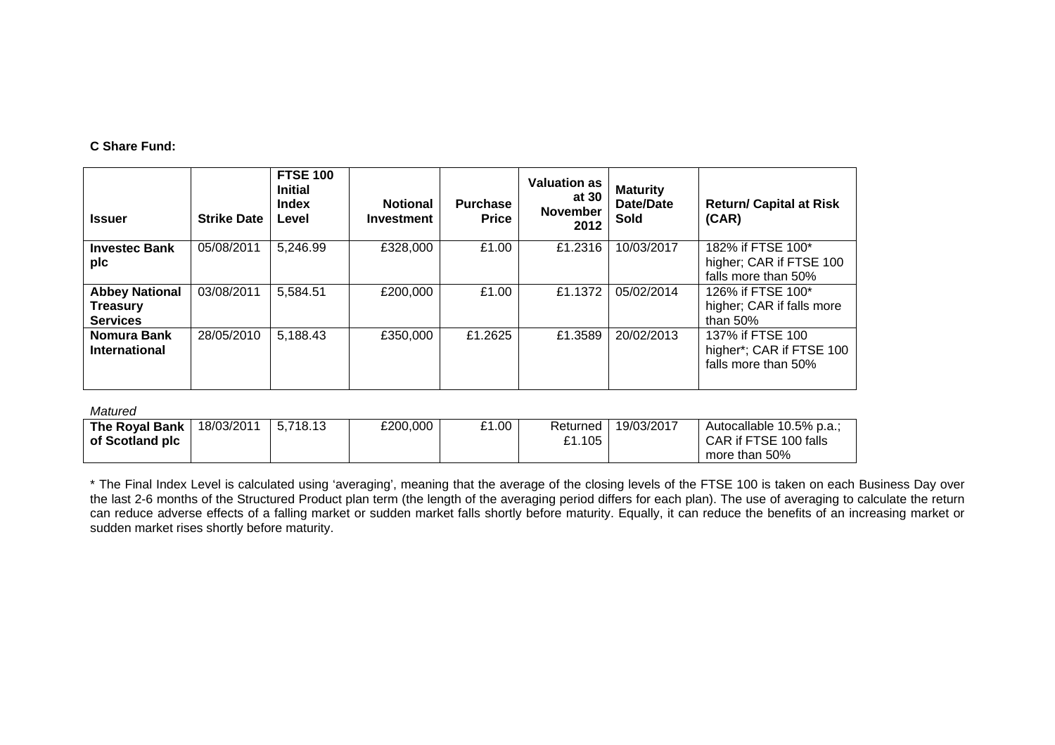**C Share Fund:**

| Issuer | Strike Date | FTSE 100 Initial Index Level | Notional Investment | Purchase Price | Valuation as at 30 November 2012 | Maturity Date/Date Sold | Return/ Capital at Risk (CAR) |
|---|---|---|---|---|---|---|---|
| **Investec Bank plc** | 05/08/2011 | 5,246.99 | £328,000 | £1.00 | £1.2316 | 10/03/2017 | 182% if FTSE 100* higher; CAR if FTSE 100 falls more than 50% |
| **Abbey National Treasury Services** | 03/08/2011 | 5,584.51 | £200,000 | £1.00 | £1.1372 | 05/02/2014 | 126% if FTSE 100* higher; CAR if falls more than 50% |
| **Nomura Bank International** | 28/05/2010 | 5,188.43 | £350,000 | £1.2625 | £1.3589 | 20/02/2013 | 137% if FTSE 100 higher*; CAR if FTSE 100 falls more than 50% |
| *Matured* | | | | | | | |
| **The Royal Bank of Scotland plc** | 18/03/2011 | 5,718.13 | £200,000 | £1.00 | Returned £1.105 | 19/03/2017 | Autocallable 10.5% p.a.; CAR if FTSE 100 falls more than 50% |

* The Final Index Level is calculated using 'averaging', meaning that the average of the closing levels of the FTSE 100 is taken on each Business Day over the last 2-6 months of the Structured Product plan term (the length of the averaging period differs for each plan). The use of averaging to calculate the return can reduce adverse effects of a falling market or sudden market falls shortly before maturity. Equally, it can reduce the benefits of an increasing market or sudden market rises shortly before maturity.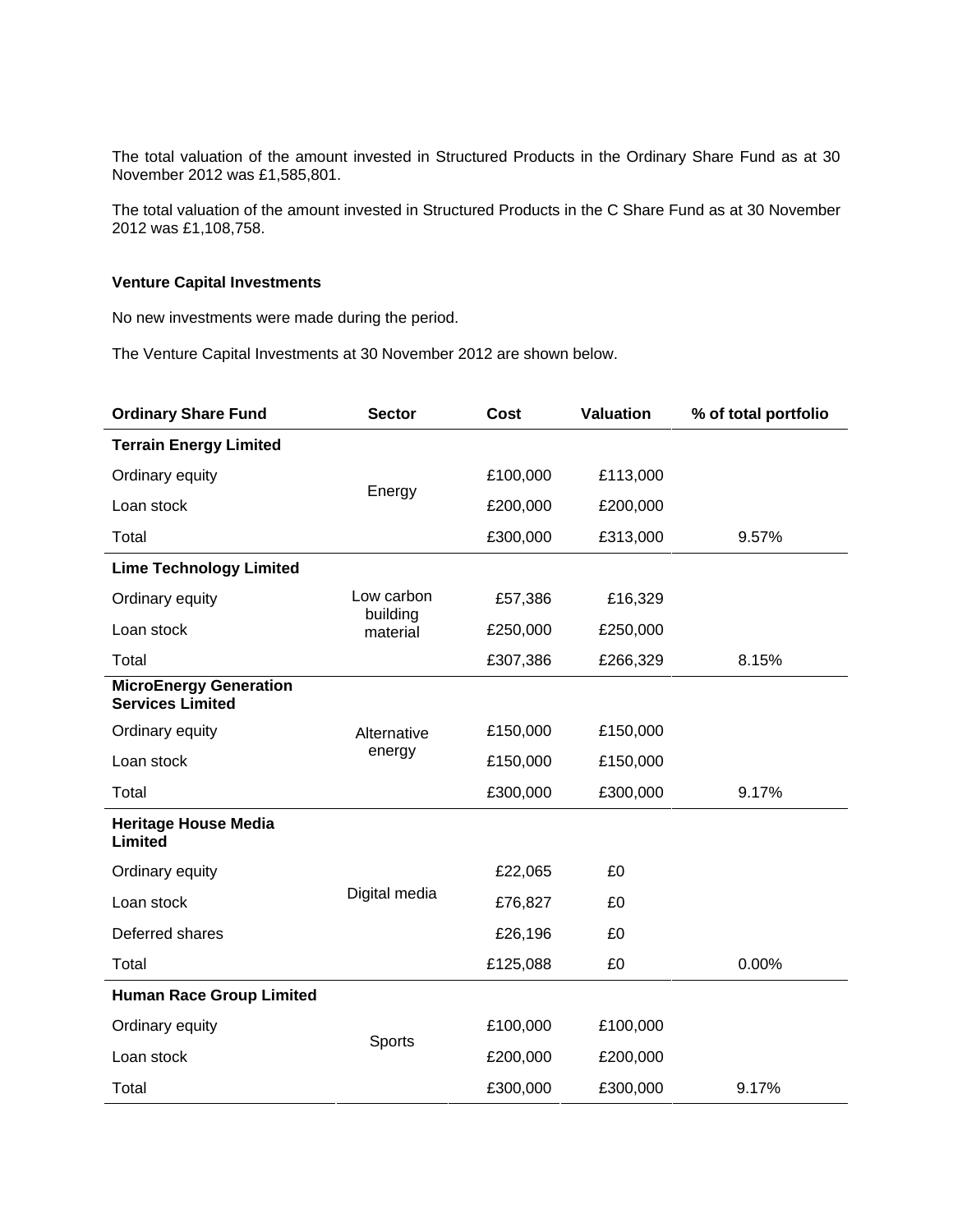The total valuation of the amount invested in Structured Products in the Ordinary Share Fund as at 30 November 2012 was £1,585,801.

The total valuation of the amount invested in Structured Products in the C Share Fund as at 30 November 2012 was £1,108,758.

**Venture Capital Investments**

No new investments were made during the period.

The Venture Capital Investments at 30 November 2012 are shown below.

| Ordinary Share Fund | Sector | Cost | Valuation | % of total portfolio |
|---|---|---|---|---|
| **Terrain Energy Limited** | | | | |
| Ordinary equity | Energy | £100,000 | £113,000 | |
| Loan stock | | £200,000 | £200,000 | |
| Total | | £300,000 | £313,000 | 9.57% |
| **Lime Technology Limited** | | | | |
| Ordinary equity | Low carbon building material | £57,386 | £16,329 | |
| Loan stock | | £250,000 | £250,000 | |
| Total | | £307,386 | £266,329 | 8.15% |
| **MicroEnergy Generation Services Limited** | | | | |
| Ordinary equity | Alternative energy | £150,000 | £150,000 | |
| Loan stock | | £150,000 | £150,000 | |
| Total | | £300,000 | £300,000 | 9.17% |
| **Heritage House Media Limited** | | | | |
| Ordinary equity | Digital media | £22,065 | £0 | |
| Loan stock | | £76,827 | £0 | |
| Deferred shares | | £26,196 | £0 | |
| Total | | £125,088 | £0 | 0.00% |
| **Human Race Group Limited** | | | | |
| Ordinary equity | Sports | £100,000 | £100,000 | |
| Loan stock | | £200,000 | £200,000 | |
| Total | | £300,000 | £300,000 | 9.17% |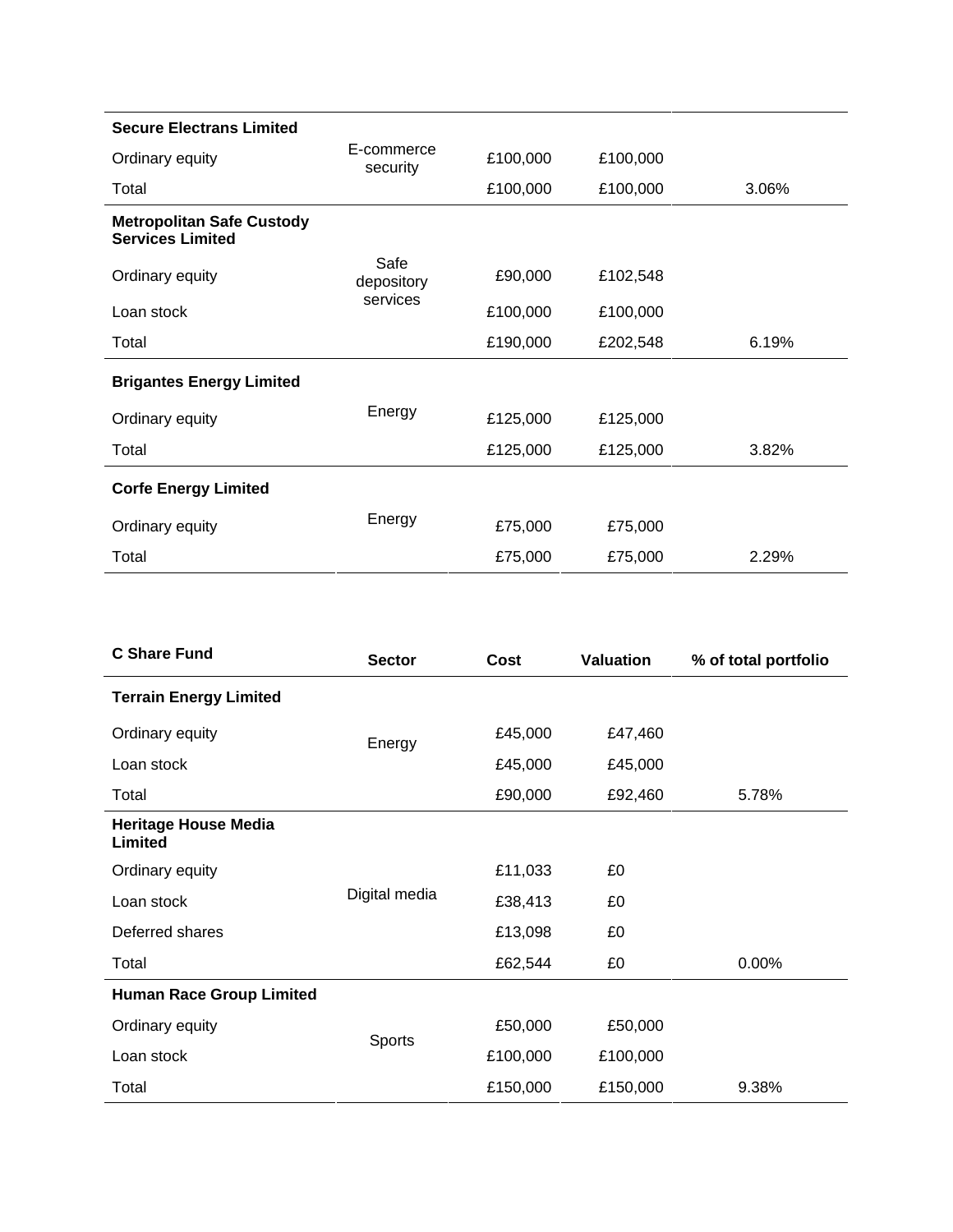| | | | | |
|---|---|---|---|---|
| **Secure Electrans Limited** | | | | |
| Ordinary equity | E-commerce security | £100,000 | £100,000 | |
| Total | | £100,000 | £100,000 | 3.06% |
| **Metropolitan Safe Custody Services Limited** | | | | |
| Ordinary equity | Safe depository services | £90,000 | £102,548 | |
| Loan stock | | £100,000 | £100,000 | |
| Total | | £190,000 | £202,548 | 6.19% |
| **Brigantes Energy Limited** | | | | |
| Ordinary equity | Energy | £125,000 | £125,000 | |
| Total | | £125,000 | £125,000 | 3.82% |
| **Corfe Energy Limited** | | | | |
| Ordinary equity | Energy | £75,000 | £75,000 | |
| Total | | £75,000 | £75,000 | 2.29% |

| **C Share Fund** | **Sector** | **Cost** | **Valuation** | **% of total portfolio** |
|---|---|---|---|---|
| **Terrain Energy Limited** | | | | |
| Ordinary equity | Energy | £45,000 | £47,460 | |
| Loan stock | | £45,000 | £45,000 | |
| Total | | £90,000 | £92,460 | 5.78% |
| **Heritage House Media Limited** | | | | |
| Ordinary equity | Digital media | £11,033 | £0 | |
| Loan stock | | £38,413 | £0 | |
| Deferred shares | | £13,098 | £0 | |
| Total | | £62,544 | £0 | 0.00% |
| **Human Race Group Limited** | | | | |
| Ordinary equity | Sports | £50,000 | £50,000 | |
| Loan stock | | £100,000 | £100,000 | |
| Total | | £150,000 | £150,000 | 9.38% |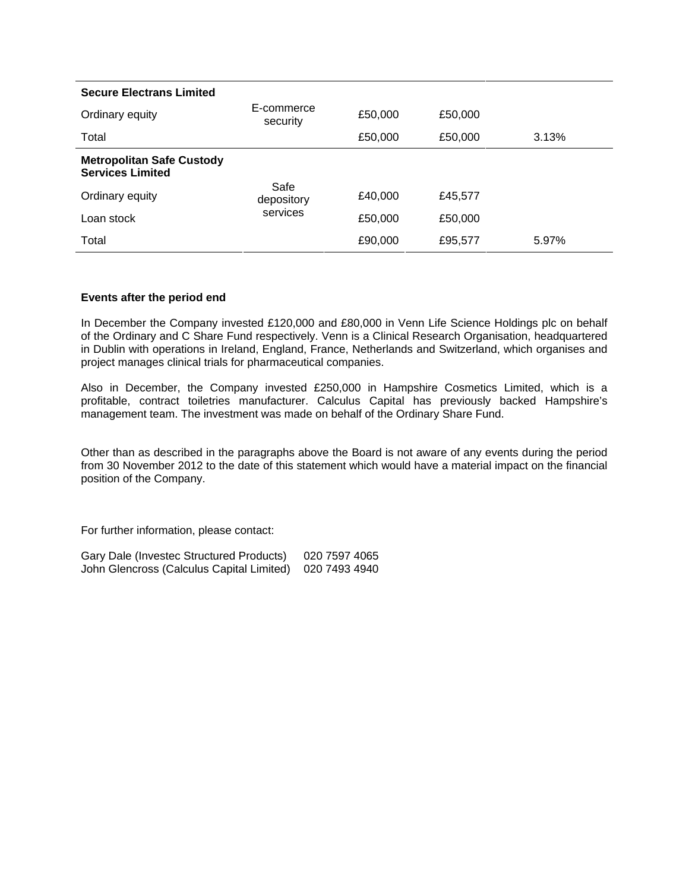| | | | | |
|---|---|---|---|---|
| **Secure Electrans Limited** | | | | |
| Ordinary equity | E-commerce security | £50,000 | £50,000 | |
| Total | | £50,000 | £50,000 | 3.13% |
| **Metropolitan Safe Custody Services Limited** | | | | |
| Ordinary equity | Safe depository services | £40,000 | £45,577 | |
| Loan stock | | £50,000 | £50,000 | |
| Total | | £90,000 | £95,577 | 5.97% |

**Events after the period end**

In December the Company invested £120,000 and £80,000 in Venn Life Science Holdings plc on behalf of the Ordinary and C Share Fund respectively. Venn is a Clinical Research Organisation, headquartered in Dublin with operations in Ireland, England, France, Netherlands and Switzerland, which organises and project manages clinical trials for pharmaceutical companies.

Also in December, the Company invested £250,000 in Hampshire Cosmetics Limited, which is a profitable, contract toiletries manufacturer. Calculus Capital has previously backed Hampshire's management team. The investment was made on behalf of the Ordinary Share Fund.

Other than as described in the paragraphs above the Board is not aware of any events during the period from 30 November 2012 to the date of this statement which would have a material impact on the financial position of the Company.

For further information, please contact:

Gary Dale (Investec Structured Products) 020 7597 4065
John Glencross (Calculus Capital Limited) 020 7493 4940